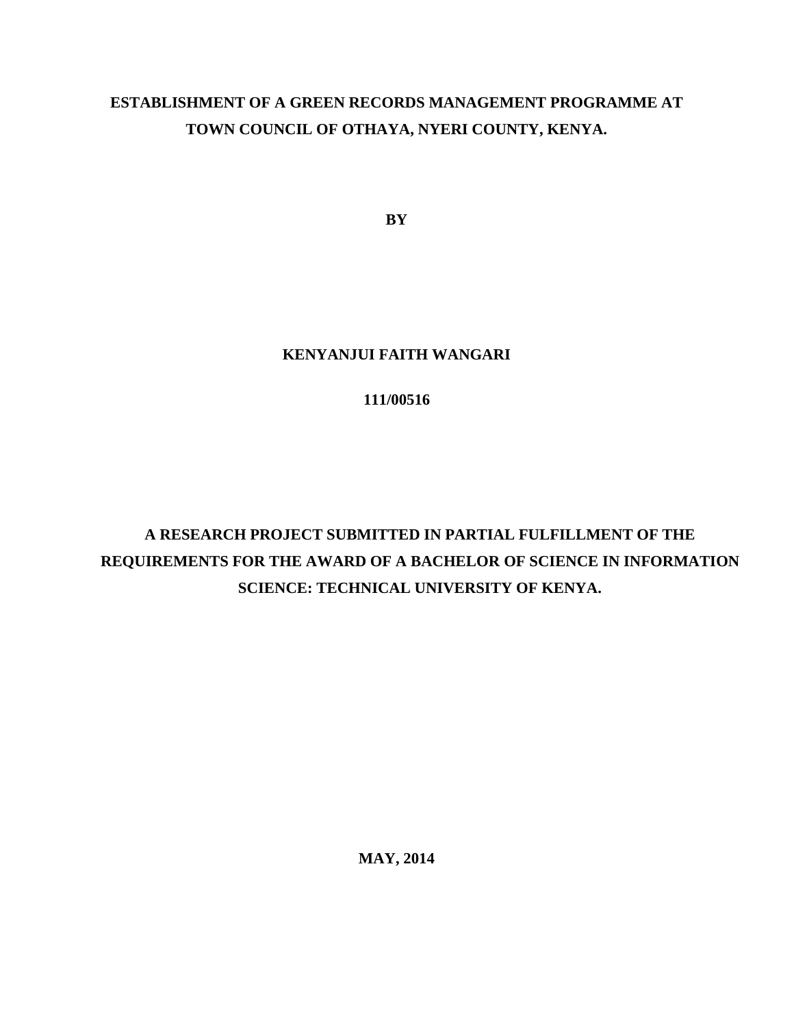# ESTABLISHMENT OF A GREEN RECORDS MANAGEMENT PROGRAMME AT TOWN COUNCIL OF OTHAYA, NYERI COUNTY, KENYA.

**BY**

**KENYANJUI FAITH WANGARI**

**111/00516**

**A RESEARCH PROJECT SUBMITTED IN PARTIAL FULFILLMENT OF THE REQUIREMENTS FOR THE AWARD OF A BACHELOR OF SCIENCE IN INFORMATION SCIENCE: TECHNICAL UNIVERSITY OF KENYA.**

**MAY, 2014**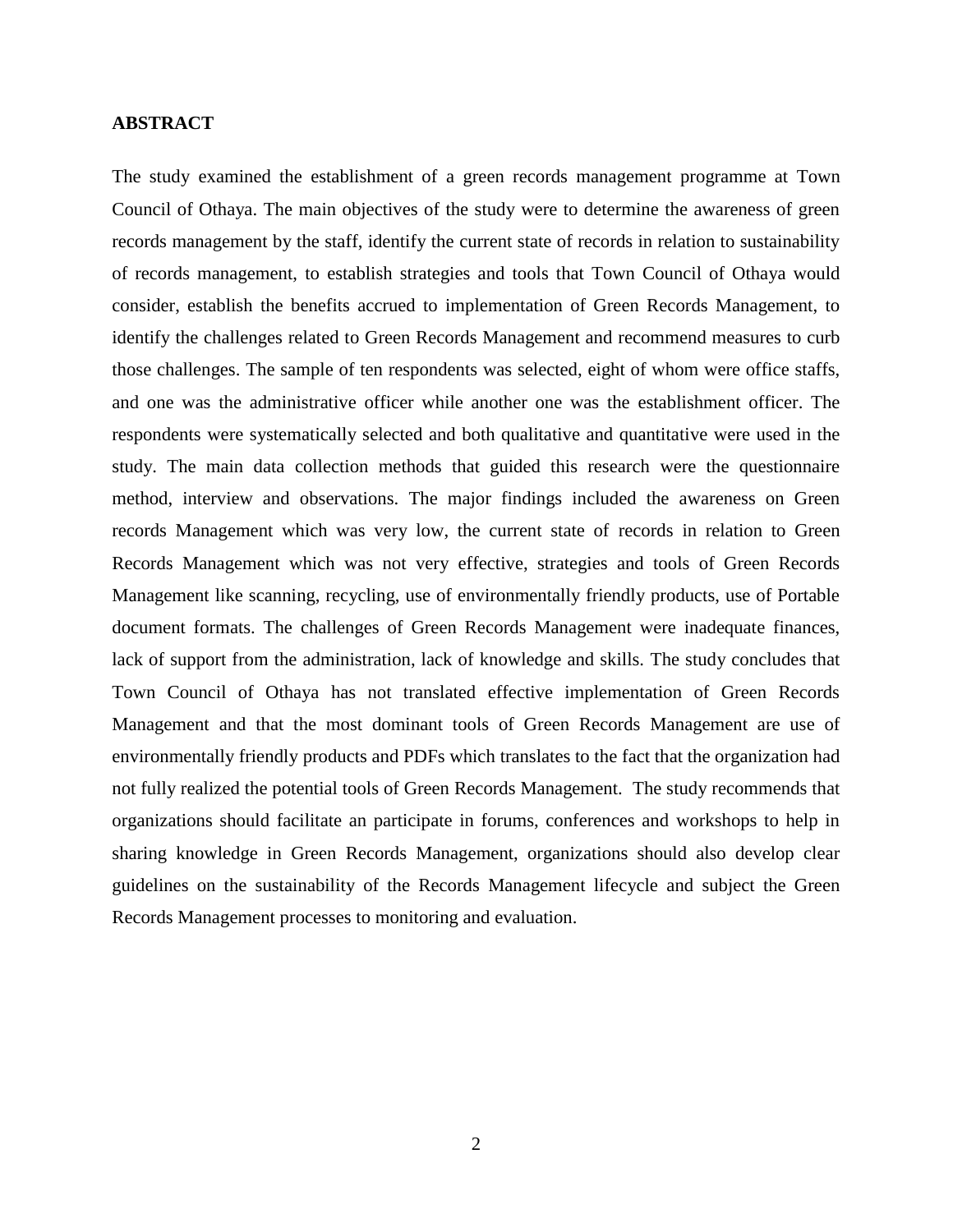## ABSTRACT

The study examined the establishment of a green records management programme at Town Council of Othaya. The main objectives of the study were to determine the awareness of green records management by the staff, identify the current state of records in relation to sustainability of records management, to establish strategies and tools that Town Council of Othaya would consider, establish the benefits accrued to implementation of Green Records Management, to identify the challenges related to Green Records Management and recommend measures to curb those challenges. The sample of ten respondents was selected, eight of whom were office staffs, and one was the administrative officer while another one was the establishment officer. The respondents were systematically selected and both qualitative and quantitative were used in the study. The main data collection methods that guided this research were the questionnaire method, interview and observations. The major findings included the awareness on Green records Management which was very low, the current state of records in relation to Green Records Management which was not very effective, strategies and tools of Green Records Management like scanning, recycling, use of environmentally friendly products, use of Portable document formats. The challenges of Green Records Management were inadequate finances, lack of support from the administration, lack of knowledge and skills. The study concludes that Town Council of Othaya has not translated effective implementation of Green Records Management and that the most dominant tools of Green Records Management are use of environmentally friendly products and PDFs which translates to the fact that the organization had not fully realized the potential tools of Green Records Management. The study recommends that organizations should facilitate an participate in forums, conferences and workshops to help in sharing knowledge in Green Records Management, organizations should also develop clear guidelines on the sustainability of the Records Management lifecycle and subject the Green Records Management processes to monitoring and evaluation.